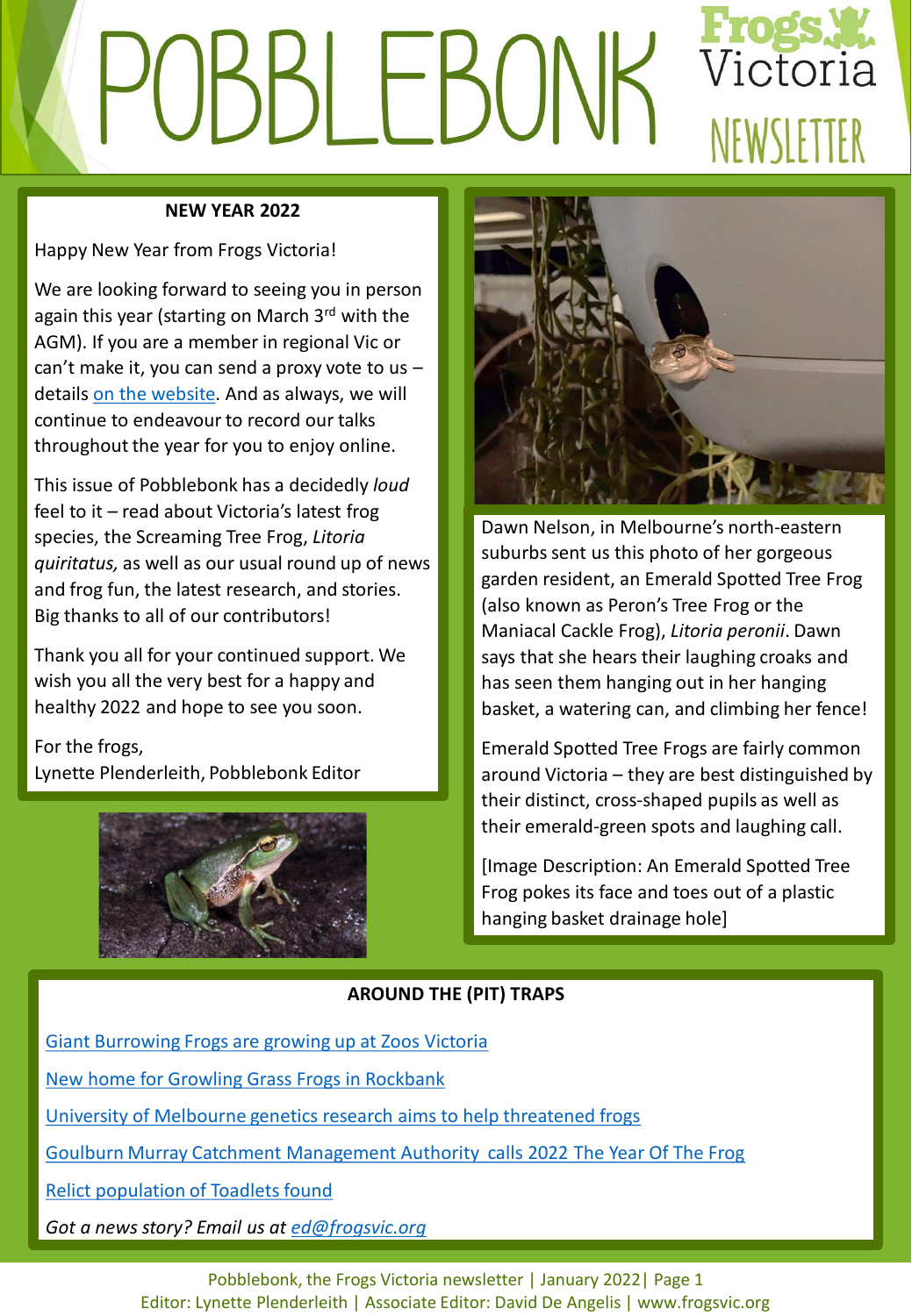# POBBLEBONK

Frogs Victoria NEWSLETTER

## NEW YEAR 2022

Happy New Year from Frogs Victoria!

We are looking forward to seeing you in person again this year (starting on March 3rd with the AGM). If you are a member in regional Vic or can't make it, you can send a proxy vote to us – details on the website. And as always, we will continue to endeavour to record our talks throughout the year for you to enjoy online.

This issue of Pobblebonk has a decidedly *loud* feel to it – read about Victoria's latest frog species, the Screaming Tree Frog, *Litoria quiritatus,* as well as our usual round up of news and frog fun, the latest research, and stories. Big thanks to all of our contributors!

Thank you all for your continued support. We wish you all the very best for a happy and healthy 2022 and hope to see you soon.

For the frogs,
Lynette Plenderleith, Pobblebonk Editor

Dawn Nelson, in Melbourne's north-eastern suburbs sent us this photo of her gorgeous garden resident, an Emerald Spotted Tree Frog (also known as Peron's Tree Frog or the Maniacal Cackle Frog), *Litoria peronii*. Dawn says that she hears their laughing croaks and has seen them hanging out in her hanging basket, a watering can, and climbing her fence!

Emerald Spotted Tree Frogs are fairly common around Victoria – they are best distinguished by their distinct, cross-shaped pupils as well as their emerald-green spots and laughing call.

[Image Description: An Emerald Spotted Tree Frog pokes its face and toes out of a plastic hanging basket drainage hole]

## AROUND THE (PIT) TRAPS

Giant Burrowing Frogs are growing up at Zoos Victoria

New home for Growling Grass Frogs in Rockbank

University of Melbourne genetics research aims to help threatened frogs

Goulburn Murray Catchment Management Authority calls 2022 The Year Of The Frog

Relict population of Toadlets found

*Got a news story? Email us at ed@frogsvic.org*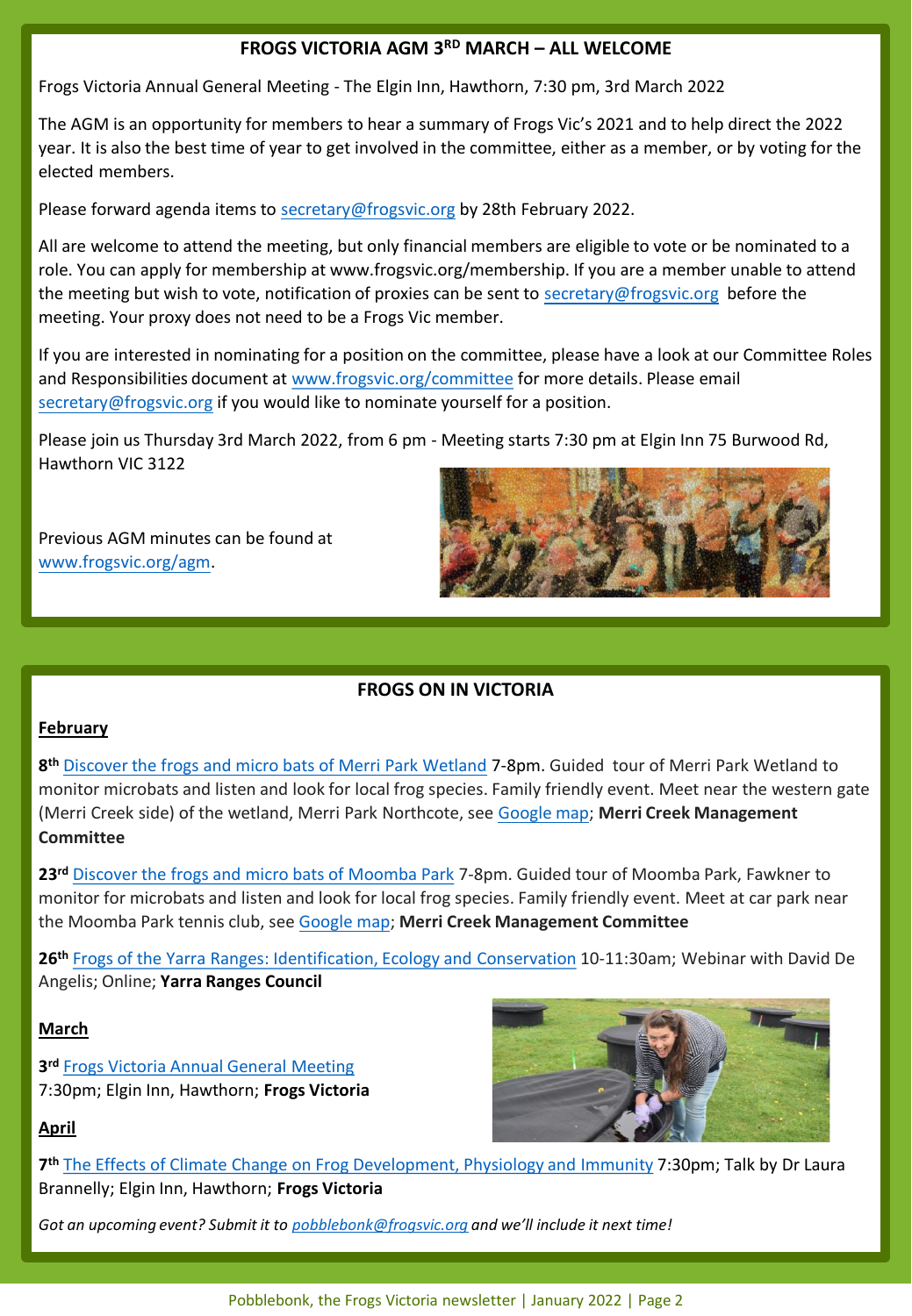## FROGS VICTORIA AGM 3RD MARCH – ALL WELCOME

Frogs Victoria Annual General Meeting - The Elgin Inn, Hawthorn, 7:30 pm, 3rd March 2022

The AGM is an opportunity for members to hear a summary of Frogs Vic's 2021 and to help direct the 2022 year. It is also the best time of year to get involved in the committee, either as a member, or by voting for the elected members.

Please forward agenda items to secretary@frogsvic.org by 28th February 2022.

All are welcome to attend the meeting, but only financial members are eligible to vote or be nominated to a role. You can apply for membership at www.frogsvic.org/membership. If you are a member unable to attend the meeting but wish to vote, notification of proxies can be sent to secretary@frogsvic.org before the meeting. Your proxy does not need to be a Frogs Vic member.

If you are interested in nominating for a position on the committee, please have a look at our Committee Roles and Responsibilities document at www.frogsvic.org/committee for more details. Please email secretary@frogsvic.org if you would like to nominate yourself for a position.

Please join us Thursday 3rd March 2022, from 6 pm - Meeting starts 7:30 pm at Elgin Inn 75 Burwood Rd, Hawthorn VIC 3122

Previous AGM minutes can be found at www.frogsvic.org/agm.

## FROGS ON IN VICTORIA

**February**

**8th** Discover the frogs and micro bats of Merri Park Wetland 7-8pm. Guided tour of Merri Park Wetland to monitor microbats and listen and look for local frog species. Family friendly event. Meet near the western gate (Merri Creek side) of the wetland, Merri Park Northcote, see Google map; **Merri Creek Management Committee**

**23rd** Discover the frogs and micro bats of Moomba Park 7-8pm. Guided tour of Moomba Park, Fawkner to monitor for microbats and listen and look for local frog species. Family friendly event. Meet at car park near the Moomba Park tennis club, see Google map; **Merri Creek Management Committee**

**26th** Frogs of the Yarra Ranges: Identification, Ecology and Conservation 10-11:30am; Webinar with David De Angelis; Online; **Yarra Ranges Council**

**March**

**3rd** Frogs Victoria Annual General Meeting
7:30pm; Elgin Inn, Hawthorn; **Frogs Victoria**

**April**

**7th** The Effects of Climate Change on Frog Development, Physiology and Immunity 7:30pm; Talk by Dr Laura Brannelly; Elgin Inn, Hawthorn; **Frogs Victoria**

*Got an upcoming event? Submit it to pobblebonk@frogsvic.org and we'll include it next time!*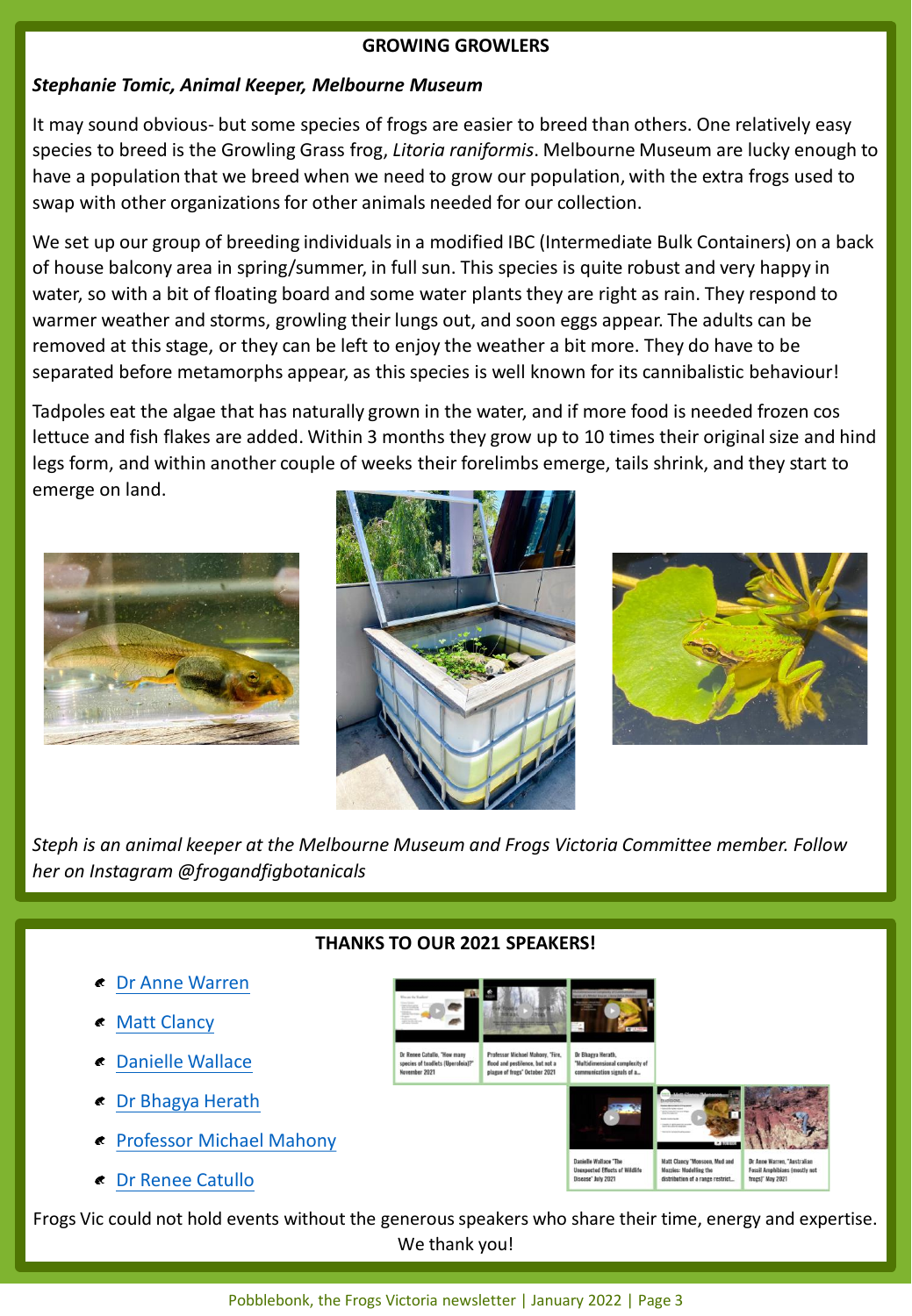## GROWING GROWLERS

***Stephanie Tomic, Animal Keeper, Melbourne Museum***

It may sound obvious- but some species of frogs are easier to breed than others. One relatively easy species to breed is the Growling Grass frog, *Litoria raniformis*. Melbourne Museum are lucky enough to have a population that we breed when we need to grow our population, with the extra frogs used to swap with other organizations for other animals needed for our collection.

We set up our group of breeding individuals in a modified IBC (Intermediate Bulk Containers) on a back of house balcony area in spring/summer, in full sun. This species is quite robust and very happy in water, so with a bit of floating board and some water plants they are right as rain. They respond to warmer weather and storms, growling their lungs out, and soon eggs appear. The adults can be removed at this stage, or they can be left to enjoy the weather a bit more. They do have to be separated before metamorphs appear, as this species is well known for its cannibalistic behaviour!

Tadpoles eat the algae that has naturally grown in the water, and if more food is needed frozen cos lettuce and fish flakes are added. Within 3 months they grow up to 10 times their original size and hind legs form, and within another couple of weeks their forelimbs emerge, tails shrink, and they start to emerge on land.

*Steph is an animal keeper at the Melbourne Museum and Frogs Victoria Committee member. Follow her on Instagram @frogandfigbotanicals*

## THANKS TO OUR 2021 SPEAKERS!

- Dr Anne Warren
- Matt Clancy
- Danielle Wallace
- Dr Bhagya Herath
- Professor Michael Mahony
- Dr Renee Catullo

Dr Renee Catullo, "How many species of toadlets (Uperoleia)?" November 2021

Professor Michael Mahony, "Fire, flood and pestilence, but not a plague of frogs" October 2021

Dr Bhagya Herath, "Multidimensional complexity of communication signals of a...

Danielle Wallace "The Unexpected Effects of Wildlife Disease" July 2021

Matt Clancy "Monsoon, Mud and Mozzies: Modelling the distribution of a range restrict...

Dr Anne Warren, "Australian Fossil Amphibians (mostly not frogs)" May 2021

Frogs Vic could not hold events without the generous speakers who share their time, energy and expertise. We thank you!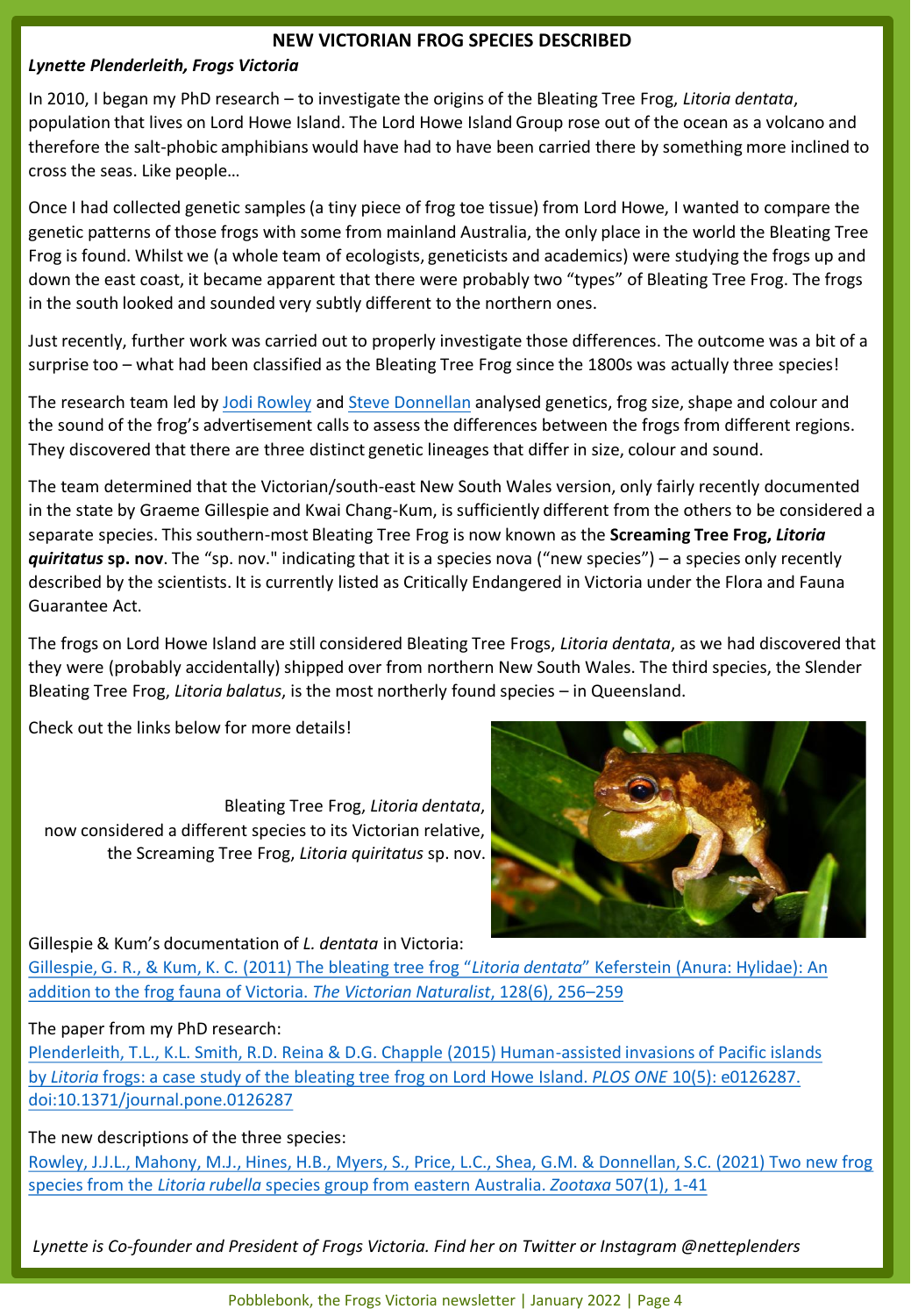# NEW VICTORIAN FROG SPECIES DESCRIBED

***Lynette Plenderleith, Frogs Victoria***

In 2010, I began my PhD research – to investigate the origins of the Bleating Tree Frog, *Litoria dentata*, population that lives on Lord Howe Island. The Lord Howe Island Group rose out of the ocean as a volcano and therefore the salt-phobic amphibians would have had to have been carried there by something more inclined to cross the seas. Like people…

Once I had collected genetic samples (a tiny piece of frog toe tissue) from Lord Howe, I wanted to compare the genetic patterns of those frogs with some from mainland Australia, the only place in the world the Bleating Tree Frog is found. Whilst we (a whole team of ecologists, geneticists and academics) were studying the frogs up and down the east coast, it became apparent that there were probably two "types" of Bleating Tree Frog. The frogs in the south looked and sounded very subtly different to the northern ones.

Just recently, further work was carried out to properly investigate those differences. The outcome was a bit of a surprise too – what had been classified as the Bleating Tree Frog since the 1800s was actually three species!

The research team led by Jodi Rowley and Steve Donnellan analysed genetics, frog size, shape and colour and the sound of the frog's advertisement calls to assess the differences between the frogs from different regions. They discovered that there are three distinct genetic lineages that differ in size, colour and sound.

The team determined that the Victorian/south-east New South Wales version, only fairly recently documented in the state by Graeme Gillespie and Kwai Chang-Kum, is sufficiently different from the others to be considered a separate species. This southern-most Bleating Tree Frog is now known as the **Screaming Tree Frog, *Litoria quiritatus* sp. nov**. The "sp. nov." indicating that it is a species nova ("new species") – a species only recently described by the scientists. It is currently listed as Critically Endangered in Victoria under the Flora and Fauna Guarantee Act.

The frogs on Lord Howe Island are still considered Bleating Tree Frogs, *Litoria dentata*, as we had discovered that they were (probably accidentally) shipped over from northern New South Wales. The third species, the Slender Bleating Tree Frog, *Litoria balatus*, is the most northerly found species – in Queensland.

Check out the links below for more details!

Bleating Tree Frog, *Litoria dentata*, now considered a different species to its Victorian relative, the Screaming Tree Frog, *Litoria quiritatus* sp. nov.

Gillespie & Kum's documentation of *L. dentata* in Victoria:
Gillespie, G. R., & Kum, K. C. (2011) The bleating tree frog "*Litoria dentata*" Keferstein (Anura: Hylidae): An addition to the frog fauna of Victoria. *The Victorian Naturalist*, 128(6), 256–259

The paper from my PhD research:
Plenderleith, T.L., K.L. Smith, R.D. Reina & D.G. Chapple (2015) Human-assisted invasions of Pacific islands by *Litoria* frogs: a case study of the bleating tree frog on Lord Howe Island. *PLOS ONE* 10(5): e0126287. doi:10.1371/journal.pone.0126287

The new descriptions of the three species:
Rowley, J.J.L., Mahony, M.J., Hines, H.B., Myers, S., Price, L.C., Shea, G.M. & Donnellan, S.C. (2021) Two new frog species from the *Litoria rubella* species group from eastern Australia. *Zootaxa* 507(1), 1-41

*Lynette is Co-founder and President of Frogs Victoria. Find her on Twitter or Instagram @netteplenders*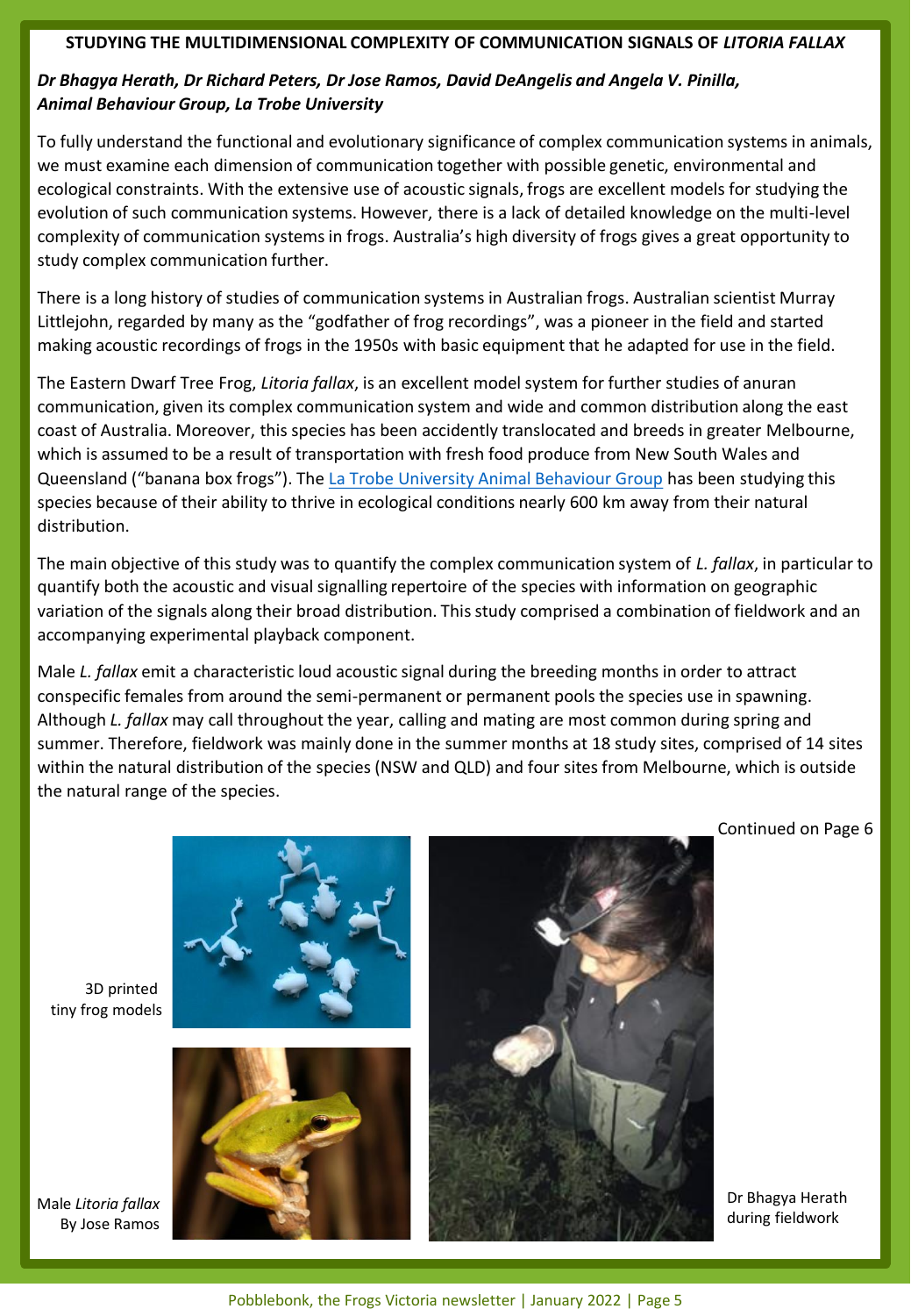## STUDYING THE MULTIDIMENSIONAL COMPLEXITY OF COMMUNICATION SIGNALS OF *LITORIA FALLAX*

***Dr Bhagya Herath, Dr Richard Peters, Dr Jose Ramos, David DeAngelis and Angela V. Pinilla, Animal Behaviour Group, La Trobe University***

To fully understand the functional and evolutionary significance of complex communication systems in animals, we must examine each dimension of communication together with possible genetic, environmental and ecological constraints. With the extensive use of acoustic signals, frogs are excellent models for studying the evolution of such communication systems. However, there is a lack of detailed knowledge on the multi-level complexity of communication systems in frogs. Australia's high diversity of frogs gives a great opportunity to study complex communication further.

There is a long history of studies of communication systems in Australian frogs. Australian scientist Murray Littlejohn, regarded by many as the "godfather of frog recordings", was a pioneer in the field and started making acoustic recordings of frogs in the 1950s with basic equipment that he adapted for use in the field.

The Eastern Dwarf Tree Frog, *Litoria fallax*, is an excellent model system for further studies of anuran communication, given its complex communication system and wide and common distribution along the east coast of Australia. Moreover, this species has been accidently translocated and breeds in greater Melbourne, which is assumed to be a result of transportation with fresh food produce from New South Wales and Queensland ("banana box frogs"). The La Trobe University Animal Behaviour Group has been studying this species because of their ability to thrive in ecological conditions nearly 600 km away from their natural distribution.

The main objective of this study was to quantify the complex communication system of *L. fallax*, in particular to quantify both the acoustic and visual signalling repertoire of the species with information on geographic variation of the signals along their broad distribution. This study comprised a combination of fieldwork and an accompanying experimental playback component.

Male *L. fallax* emit a characteristic loud acoustic signal during the breeding months in order to attract conspecific females from around the semi-permanent or permanent pools the species use in spawning. Although *L. fallax* may call throughout the year, calling and mating are most common during spring and summer. Therefore, fieldwork was mainly done in the summer months at 18 study sites, comprised of 14 sites within the natural distribution of the species (NSW and QLD) and four sites from Melbourne, which is outside the natural range of the species.

Continued on Page 6

3D printed tiny frog models

Male *Litoria fallax* By Jose Ramos

Dr Bhagya Herath during fieldwork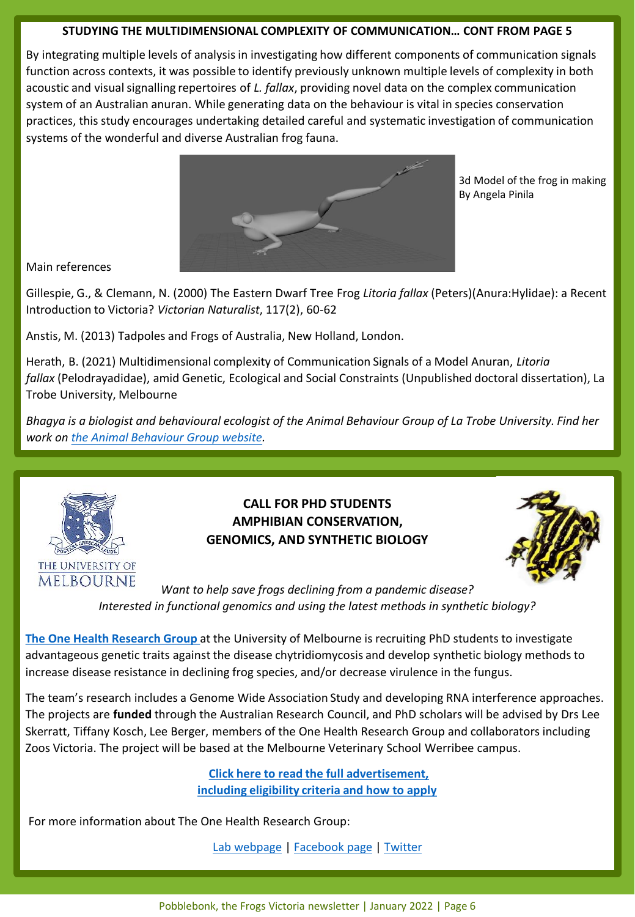### STUDYING THE MULTIDIMENSIONAL COMPLEXITY OF COMMUNICATION… CONT FROM PAGE 5

By integrating multiple levels of analysis in investigating how different components of communication signals function across contexts, it was possible to identify previously unknown multiple levels of complexity in both acoustic and visual signalling repertoires of *L. fallax*, providing novel data on the complex communication system of an Australian anuran. While generating data on the behaviour is vital in species conservation practices, this study encourages undertaking detailed careful and systematic investigation of communication systems of the wonderful and diverse Australian frog fauna.

3d Model of the frog in making By Angela Pinila

Main references

Gillespie, G., & Clemann, N. (2000) The Eastern Dwarf Tree Frog *Litoria fallax* (Peters)(Anura:Hylidae): a Recent Introduction to Victoria? *Victorian Naturalist*, 117(2), 60-62

Anstis, M. (2013) Tadpoles and Frogs of Australia, New Holland, London.

Herath, B. (2021) Multidimensional complexity of Communication Signals of a Model Anuran, *Litoria fallax* (Pelodrayadidae), amid Genetic, Ecological and Social Constraints (Unpublished doctoral dissertation), La Trobe University, Melbourne

*Bhagya is a biologist and behavioural ecologist of the Animal Behaviour Group of La Trobe University. Find her work on the Animal Behaviour Group website.*

---

THE UNIVERSITY OF MELBOURNE

### CALL FOR PHD STUDENTS AMPHIBIAN CONSERVATION, GENOMICS, AND SYNTHETIC BIOLOGY

*Want to help save frogs declining from a pandemic disease?*
*Interested in functional genomics and using the latest methods in synthetic biology?*

The One Health Research Group at the University of Melbourne is recruiting PhD students to investigate advantageous genetic traits against the disease chytridiomycosis and develop synthetic biology methods to increase disease resistance in declining frog species, and/or decrease virulence in the fungus.

The team's research includes a Genome Wide Association Study and developing RNA interference approaches. The projects are **funded** through the Australian Research Council, and PhD scholars will be advised by Drs Lee Skerratt, Tiffany Kosch, Lee Berger, members of the One Health Research Group and collaborators including Zoos Victoria. The project will be based at the Melbourne Veterinary School Werribee campus.

**Click here to read the full advertisement, including eligibility criteria and how to apply**

For more information about The One Health Research Group:

Lab webpage | Facebook page | Twitter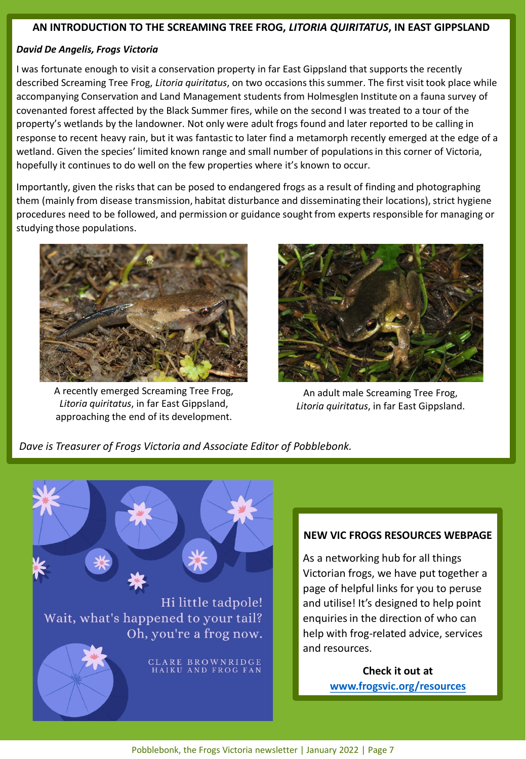## AN INTRODUCTION TO THE SCREAMING TREE FROG, *LITORIA QUIRITATUS*, IN EAST GIPPSLAND

***David De Angelis, Frogs Victoria***

I was fortunate enough to visit a conservation property in far East Gippsland that supports the recently described Screaming Tree Frog, *Litoria quiritatus*, on two occasions this summer. The first visit took place while accompanying Conservation and Land Management students from Holmesglen Institute on a fauna survey of covenanted forest affected by the Black Summer fires, while on the second I was treated to a tour of the property's wetlands by the landowner. Not only were adult frogs found and later reported to be calling in response to recent heavy rain, but it was fantastic to later find a metamorph recently emerged at the edge of a wetland. Given the species' limited known range and small number of populations in this corner of Victoria, hopefully it continues to do well on the few properties where it's known to occur.

Importantly, given the risks that can be posed to endangered frogs as a result of finding and photographing them (mainly from disease transmission, habitat disturbance and disseminating their locations), strict hygiene procedures need to be followed, and permission or guidance sought from experts responsible for managing or studying those populations.

A recently emerged Screaming Tree Frog, *Litoria quiritatus*, in far East Gippsland, approaching the end of its development.

An adult male Screaming Tree Frog, *Litoria quiritatus*, in far East Gippsland.

*Dave is Treasurer of Frogs Victoria and Associate Editor of Pobblebonk.*

Hi little tadpole!
Wait, what's happened to your tail?
Oh, you're a frog now.

CLARE BROWNRIDGE
HAIKU AND FROG FAN

### NEW VIC FROGS RESOURCES WEBPAGE

As a networking hub for all things Victorian frogs, we have put together a page of helpful links for you to peruse and utilise! It's designed to help point enquiries in the direction of who can help with frog-related advice, services and resources.

**Check it out at**
**www.frogsvic.org/resources**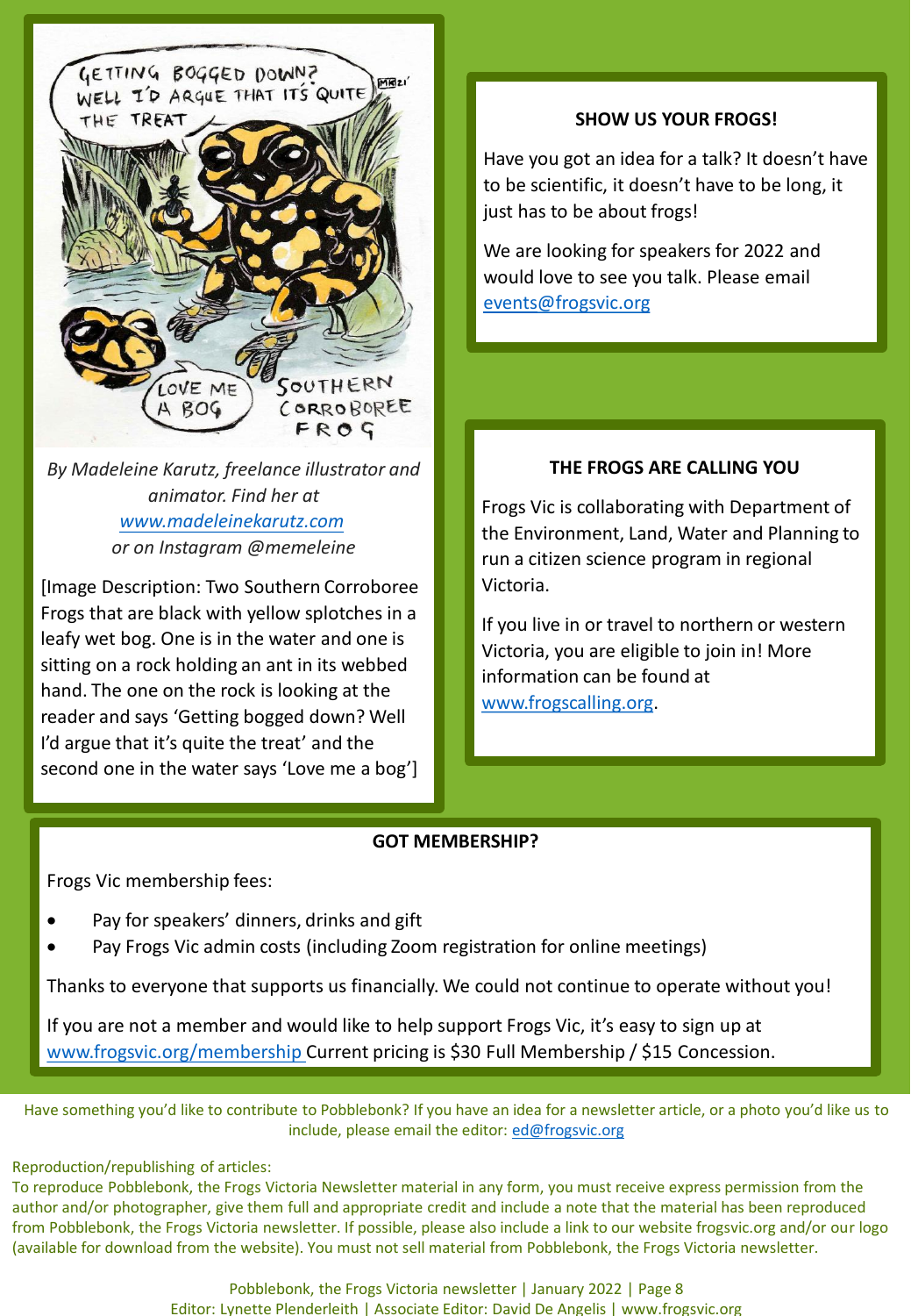*By Madeleine Karutz, freelance illustrator and animator. Find her at [www.madeleinekarutz.com](http://www.madeleinekarutz.com) or on Instagram @memeleine*

[Image Description: Two Southern Corroboree Frogs that are black with yellow splotches in a leafy wet bog. One is in the water and one is sitting on a rock holding an ant in its webbed hand. The one on the rock is looking at the reader and says 'Getting bogged down? Well I'd argue that it's quite the treat' and the second one in the water says 'Love me a bog']

## SHOW US YOUR FROGS!

Have you got an idea for a talk? It doesn't have to be scientific, it doesn't have to be long, it just has to be about frogs!

We are looking for speakers for 2022 and would love to see you talk. Please email [events@frogsvic.org](mailto:events@frogsvic.org)

## THE FROGS ARE CALLING YOU

Frogs Vic is collaborating with Department of the Environment, Land, Water and Planning to run a citizen science program in regional Victoria.

If you live in or travel to northern or western Victoria, you are eligible to join in! More information can be found at [www.frogscalling.org](http://www.frogscalling.org).

## GOT MEMBERSHIP?

Frogs Vic membership fees:

- Pay for speakers' dinners, drinks and gift
- Pay Frogs Vic admin costs (including Zoom registration for online meetings)

Thanks to everyone that supports us financially. We could not continue to operate without you!

If you are not a member and would like to help support Frogs Vic, it's easy to sign up at [www.frogsvic.org/membership](http://www.frogsvic.org/membership) Current pricing is $30 Full Membership / $15 Concession.

Have something you'd like to contribute to Pobblebonk? If you have an idea for a newsletter article, or a photo you'd like us to include, please email the editor: [ed@frogsvic.org](mailto:ed@frogsvic.org)

Reproduction/republishing of articles:
To reproduce Pobblebonk, the Frogs Victoria Newsletter material in any form, you must receive express permission from the author and/or photographer, give them full and appropriate credit and include a note that the material has been reproduced from Pobblebonk, the Frogs Victoria newsletter. If possible, please also include a link to our website frogsvic.org and/or our logo (available for download from the website). You must not sell material from Pobblebonk, the Frogs Victoria newsletter.

Editor: Lynette Plenderleith | Associate Editor: David De Angelis | www.frogsvic.org